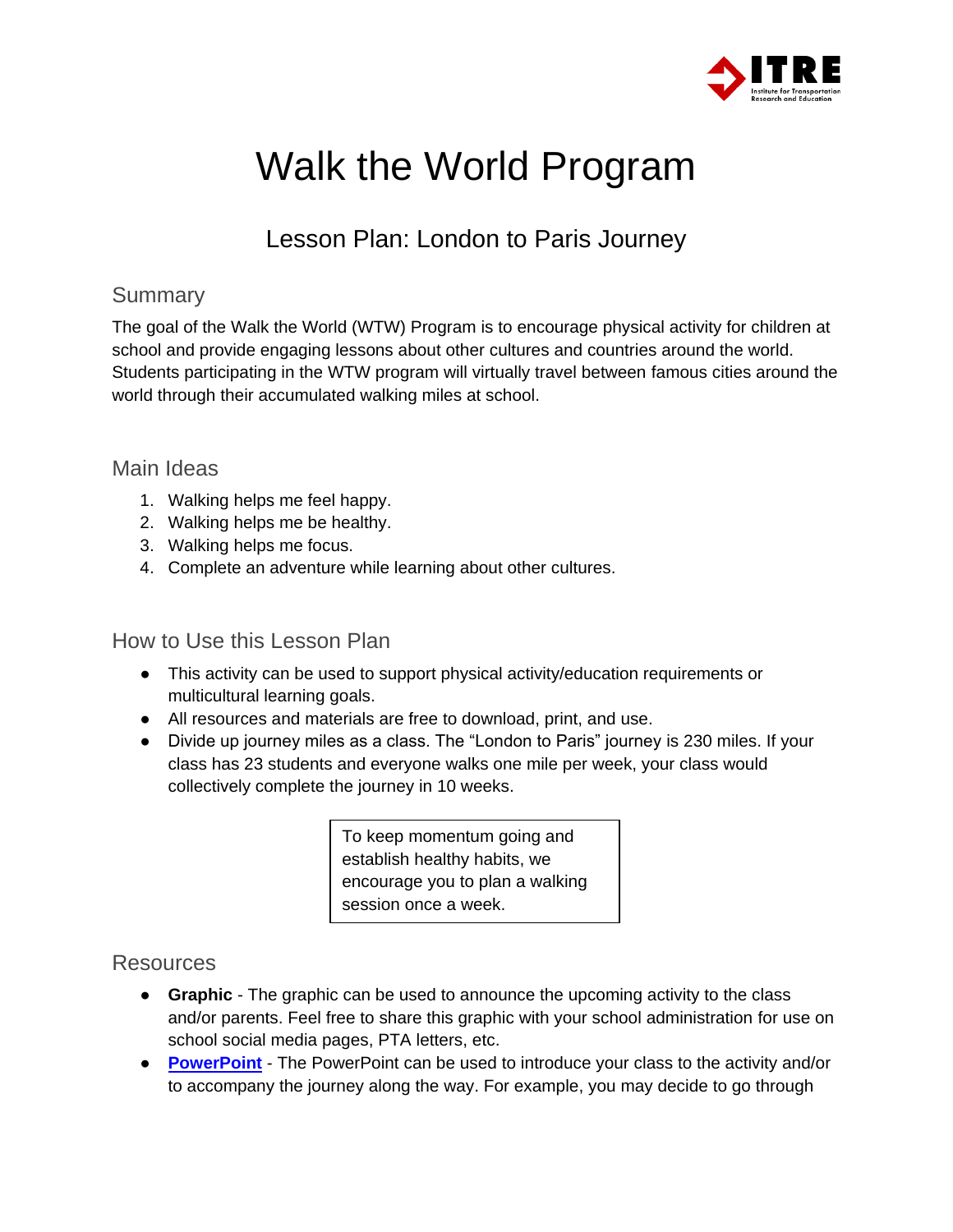# Walk the World Program

## Lesson Plan: London to Paris Journey

### Summary

The goal of the Walk the World (WTW) Program is to encourage physical activity for children at school and provide engaging lessons about other cultures and countries around the world. Students participating in the WTW program will virtually travel between famous cities around the world through their accumulated walking miles at school.

### Main Ideas

1. Walking helps me feel happy.
2. Walking helps me be healthy.
3. Walking helps me focus.
4. Complete an adventure while learning about other cultures.

### How to Use this Lesson Plan

- This activity can be used to support physical activity/education requirements or multicultural learning goals.
- All resources and materials are free to download, print, and use.
- Divide up journey miles as a class. The "London to Paris" journey is 230 miles. If your class has 23 students and everyone walks one mile per week, your class would collectively complete the journey in 10 weeks.

> To keep momentum going and establish healthy habits, we encourage you to plan a walking session once a week.

### Resources

- **Graphic** - The graphic can be used to announce the upcoming activity to the class and/or parents. Feel free to share this graphic with your school administration for use on school social media pages, PTA letters, etc.
- **PowerPoint** - The PowerPoint can be used to introduce your class to the activity and/or to accompany the journey along the way. For example, you may decide to go through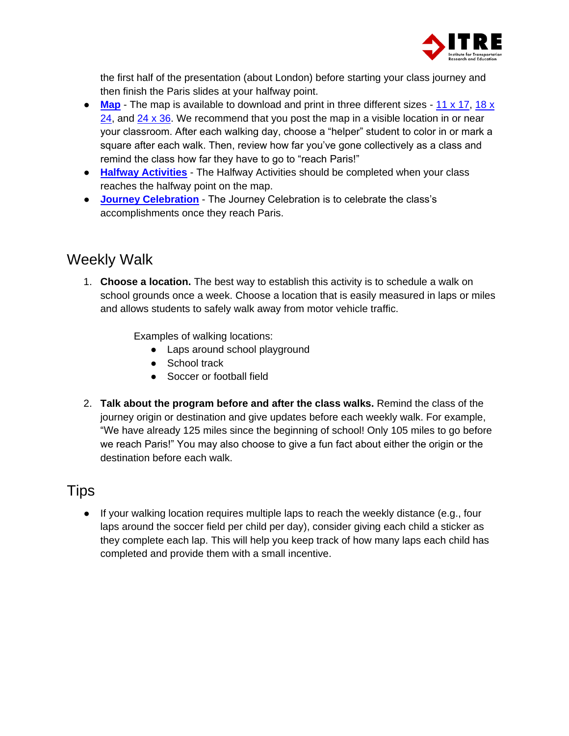the first half of the presentation (about London) before starting your class journey and then finish the Paris slides at your halfway point.

- **Map** - The map is available to download and print in three different sizes - 11 x 17, 18 x 24, and 24 x 36. We recommend that you post the map in a visible location in or near your classroom. After each walking day, choose a "helper" student to color in or mark a square after each walk. Then, review how far you've gone collectively as a class and remind the class how far they have to go to "reach Paris!"
- **Halfway Activities** - The Halfway Activities should be completed when your class reaches the halfway point on the map.
- **Journey Celebration** - The Journey Celebration is to celebrate the class's accomplishments once they reach Paris.

## Weekly Walk

1. **Choose a location.** The best way to establish this activity is to schedule a walk on school grounds once a week. Choose a location that is easily measured in laps or miles and allows students to safely walk away from motor vehicle traffic.

   Examples of walking locations:
   - Laps around school playground
   - School track
   - Soccer or football field

2. **Talk about the program before and after the class walks.** Remind the class of the journey origin or destination and give updates before each weekly walk. For example, "We have already 125 miles since the beginning of school! Only 105 miles to go before we reach Paris!" You may also choose to give a fun fact about either the origin or the destination before each walk.

## Tips

- If your walking location requires multiple laps to reach the weekly distance (e.g., four laps around the soccer field per child per day), consider giving each child a sticker as they complete each lap. This will help you keep track of how many laps each child has completed and provide them with a small incentive.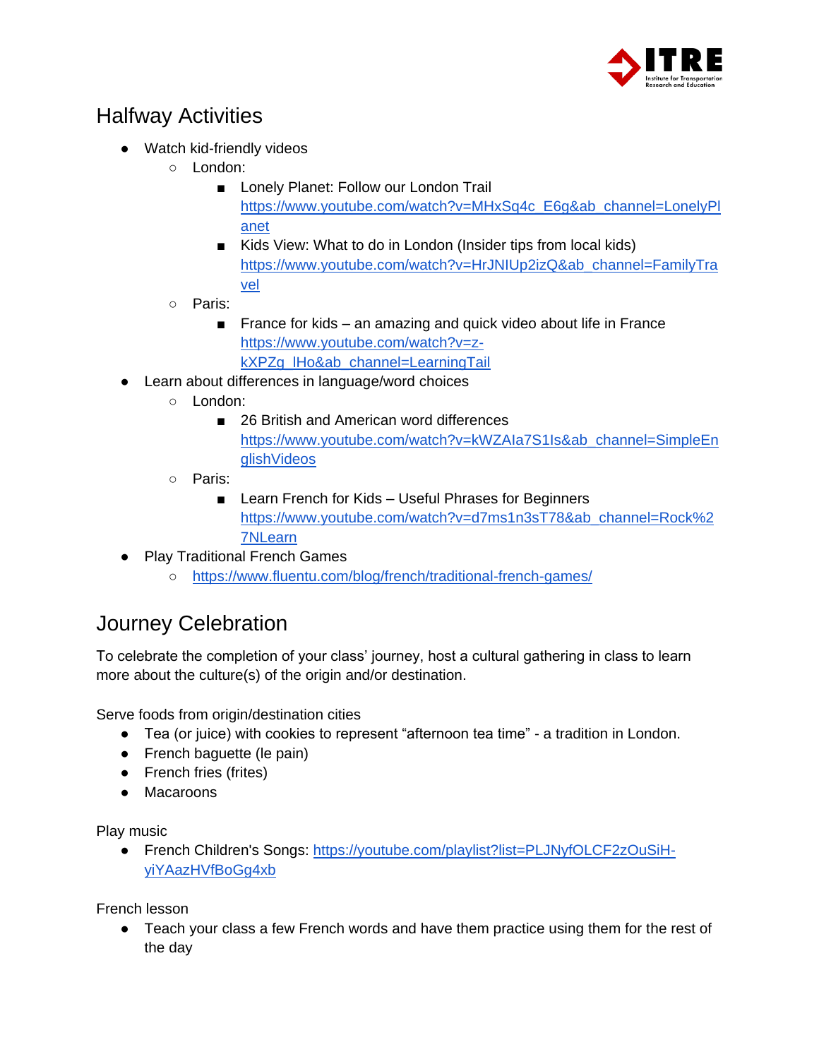## Halfway Activities

- Watch kid-friendly videos
  - London:
    - Lonely Planet: Follow our London Trail https://www.youtube.com/watch?v=MHxSq4c_E6g&ab_channel=LonelyPlanet
    - Kids View: What to do in London (Insider tips from local kids) https://www.youtube.com/watch?v=HrJNIUp2izQ&ab_channel=FamilyTravel
  - Paris:
    - France for kids – an amazing and quick video about life in France https://www.youtube.com/watch?v=z-kXPZg_lHo&ab_channel=LearningTail
- Learn about differences in language/word choices
  - London:
    - 26 British and American word differences https://www.youtube.com/watch?v=kWZAla7S1Is&ab_channel=SimpleEnglishVideos
  - Paris:
    - Learn French for Kids – Useful Phrases for Beginners https://www.youtube.com/watch?v=d7ms1n3sT78&ab_channel=Rock%27NLearn
- Play Traditional French Games
  - https://www.fluentu.com/blog/french/traditional-french-games/

## Journey Celebration

To celebrate the completion of your class' journey, host a cultural gathering in class to learn more about the culture(s) of the origin and/or destination.

Serve foods from origin/destination cities

- Tea (or juice) with cookies to represent "afternoon tea time" - a tradition in London.
- French baguette (le pain)
- French fries (frites)
- Macaroons

Play music

- French Children's Songs: https://youtube.com/playlist?list=PLJNyfOLCF2zOuSiH-yiYAazHVfBoGg4xb

French lesson

- Teach your class a few French words and have them practice using them for the rest of the day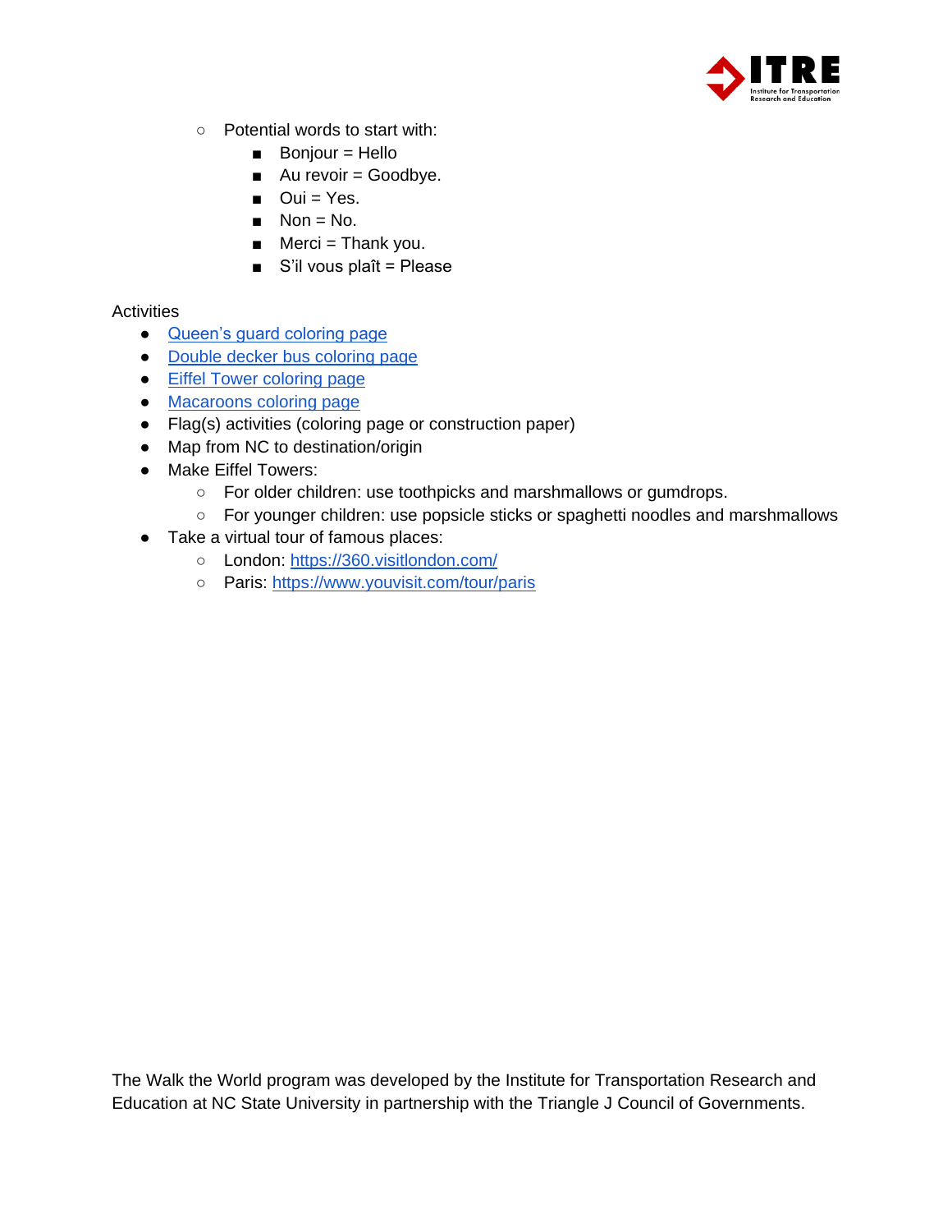- Potential words to start with:
    - Bonjour = Hello
    - Au revoir = Goodbye.
    - Oui = Yes.
    - Non = No.
    - Merci = Thank you.
    - S'il vous plaît = Please

Activities

- Queen's guard coloring page
- Double decker bus coloring page
- Eiffel Tower coloring page
- Macaroons coloring page
- Flag(s) activities (coloring page or construction paper)
- Map from NC to destination/origin
- Make Eiffel Towers:
    - For older children: use toothpicks and marshmallows or gumdrops.
    - For younger children: use popsicle sticks or spaghetti noodles and marshmallows
- Take a virtual tour of famous places:
    - London: https://360.visitlondon.com/
    - Paris: https://www.youvisit.com/tour/paris

The Walk the World program was developed by the Institute for Transportation Research and Education at NC State University in partnership with the Triangle J Council of Governments.